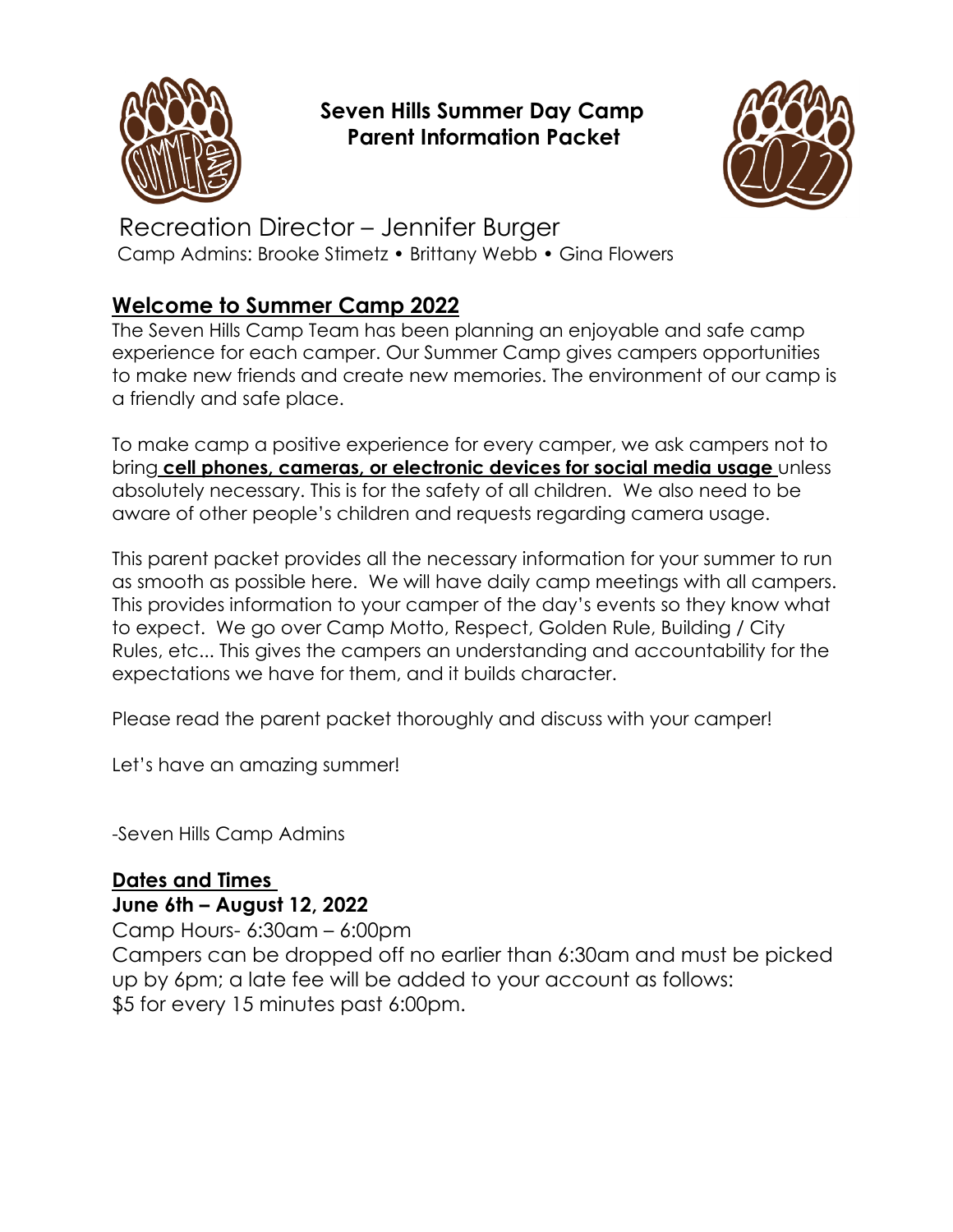# Seven Hills Summer Day Camp
# Parent Information Packet

Recreation Director – Jennifer Burger

Camp Admins: Brooke Stimetz • Brittany Webb • Gina Flowers

## Welcome to Summer Camp 2022

The Seven Hills Camp Team has been planning an enjoyable and safe camp experience for each camper. Our Summer Camp gives campers opportunities to make new friends and create new memories. The environment of our camp is a friendly and safe place.

To make camp a positive experience for every camper, we ask campers not to bring **cell phones, cameras, or electronic devices for social media usage** unless absolutely necessary. This is for the safety of all children. We also need to be aware of other people's children and requests regarding camera usage.

This parent packet provides all the necessary information for your summer to run as smooth as possible here. We will have daily camp meetings with all campers. This provides information to your camper of the day's events so they know what to expect. We go over Camp Motto, Respect, Golden Rule, Building / City Rules, etc... This gives the campers an understanding and accountability for the expectations we have for them, and it builds character.

Please read the parent packet thoroughly and discuss with your camper!

Let's have an amazing summer!

-Seven Hills Camp Admins

## Dates and Times

**June 6th – August 12, 2022**

Camp Hours- 6:30am – 6:00pm

Campers can be dropped off no earlier than 6:30am and must be picked up by 6pm; a late fee will be added to your account as follows:

$5 for every 15 minutes past 6:00pm.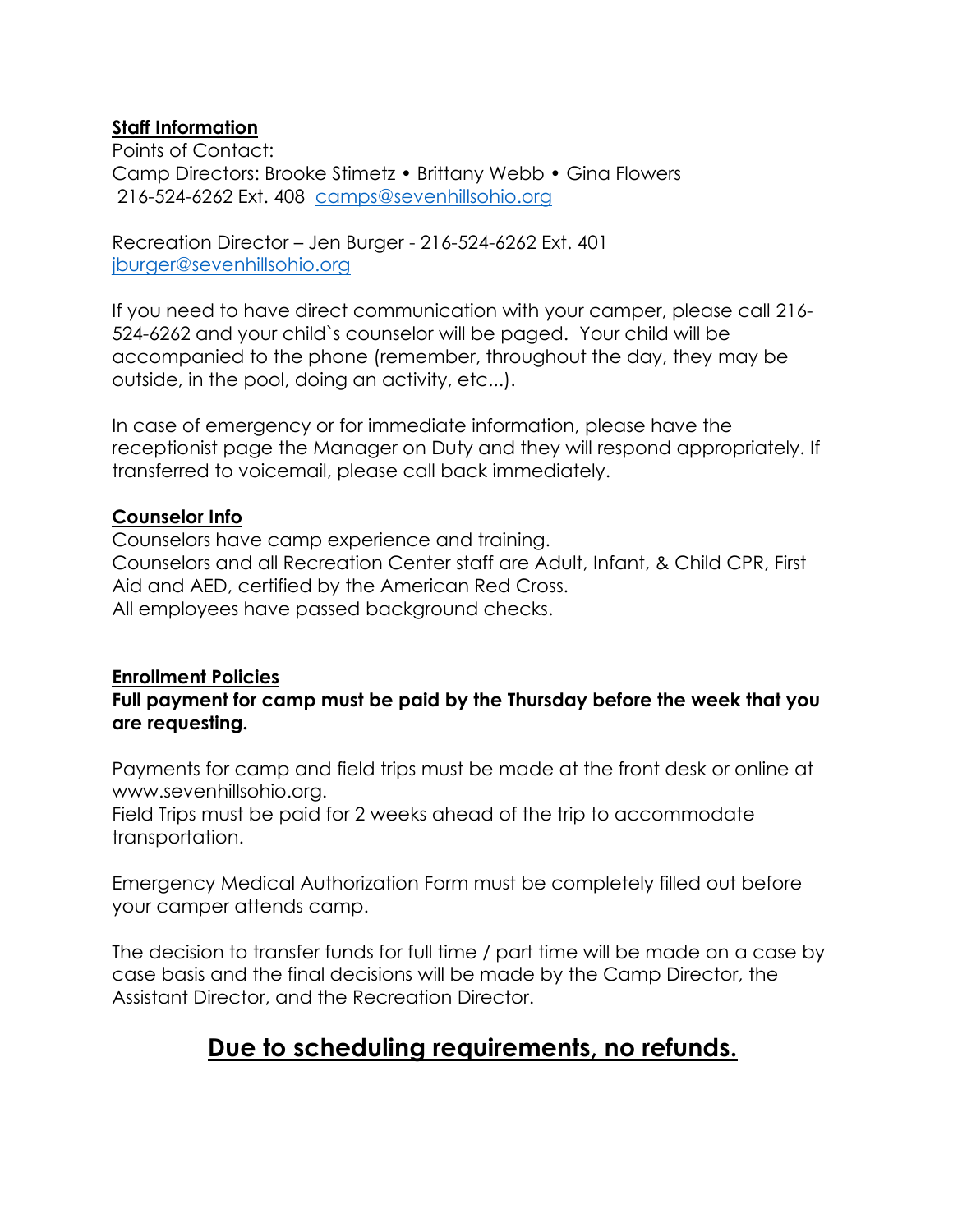**Staff Information**

Points of Contact:
Camp Directors: Brooke Stimetz • Brittany Webb • Gina Flowers
216-524-6262 Ext. 408 [camps@sevenhillsohio.org](mailto:camps@sevenhillsohio.org)

Recreation Director – Jen Burger - 216-524-6262 Ext. 401
[jburger@sevenhillsohio.org](mailto:jburger@sevenhillsohio.org)

If you need to have direct communication with your camper, please call 216-524-6262 and your child`s counselor will be paged. Your child will be accompanied to the phone (remember, throughout the day, they may be outside, in the pool, doing an activity, etc...).

In case of emergency or for immediate information, please have the receptionist page the Manager on Duty and they will respond appropriately. If transferred to voicemail, please call back immediately.

**Counselor Info**

Counselors have camp experience and training.
Counselors and all Recreation Center staff are Adult, Infant, & Child CPR, First Aid and AED, certified by the American Red Cross.
All employees have passed background checks.

**Enrollment Policies**

**Full payment for camp must be paid by the Thursday before the week that you are requesting.**

Payments for camp and field trips must be made at the front desk or online at www.sevenhillsohio.org.
Field Trips must be paid for 2 weeks ahead of the trip to accommodate transportation.

Emergency Medical Authorization Form must be completely filled out before your camper attends camp.

The decision to transfer funds for full time / part time will be made on a case by case basis and the final decisions will be made by the Camp Director, the Assistant Director, and the Recreation Director.

## Due to scheduling requirements, no refunds.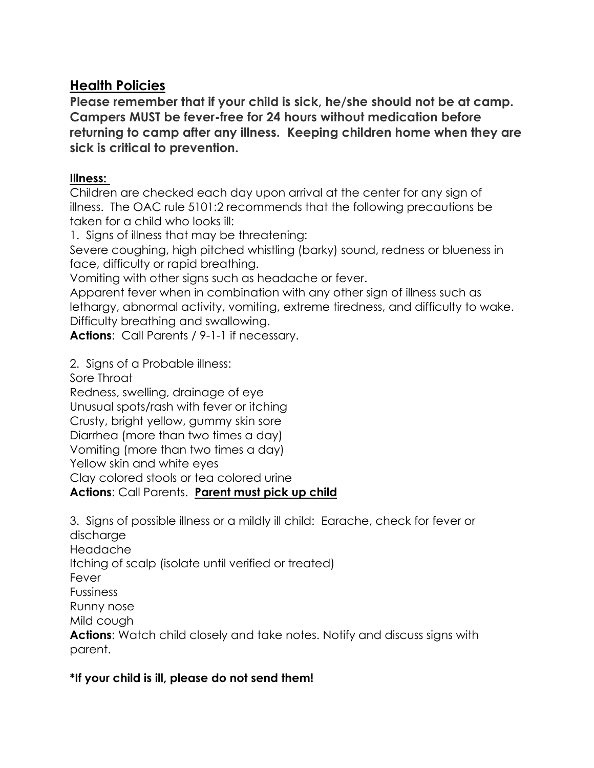## Health Policies

**Please remember that if your child is sick, he/she should not be at camp. Campers MUST be fever-free for 24 hours without medication before returning to camp after any illness. Keeping children home when they are sick is critical to prevention.**

**Illness:**

Children are checked each day upon arrival at the center for any sign of illness. The OAC rule 5101:2 recommends that the following precautions be taken for a child who looks ill:

1. Signs of illness that may be threatening:

Severe coughing, high pitched whistling (barky) sound, redness or blueness in face, difficulty or rapid breathing.
Vomiting with other signs such as headache or fever.
Apparent fever when in combination with any other sign of illness such as lethargy, abnormal activity, vomiting, extreme tiredness, and difficulty to wake.
Difficulty breathing and swallowing.

**Actions**: Call Parents / 9-1-1 if necessary.

2. Signs of a Probable illness:

Sore Throat
Redness, swelling, drainage of eye
Unusual spots/rash with fever or itching
Crusty, bright yellow, gummy skin sore
Diarrhea (more than two times a day)
Vomiting (more than two times a day)
Yellow skin and white eyes
Clay colored stools or tea colored urine

**Actions**: Call Parents. **Parent must pick up child**

3. Signs of possible illness or a mildly ill child: Earache, check for fever or discharge

Headache
Itching of scalp (isolate until verified or treated)
Fever
Fussiness
Runny nose
Mild cough

**Actions**: Watch child closely and take notes. Notify and discuss signs with parent.

**\*If your child is ill, please do not send them!**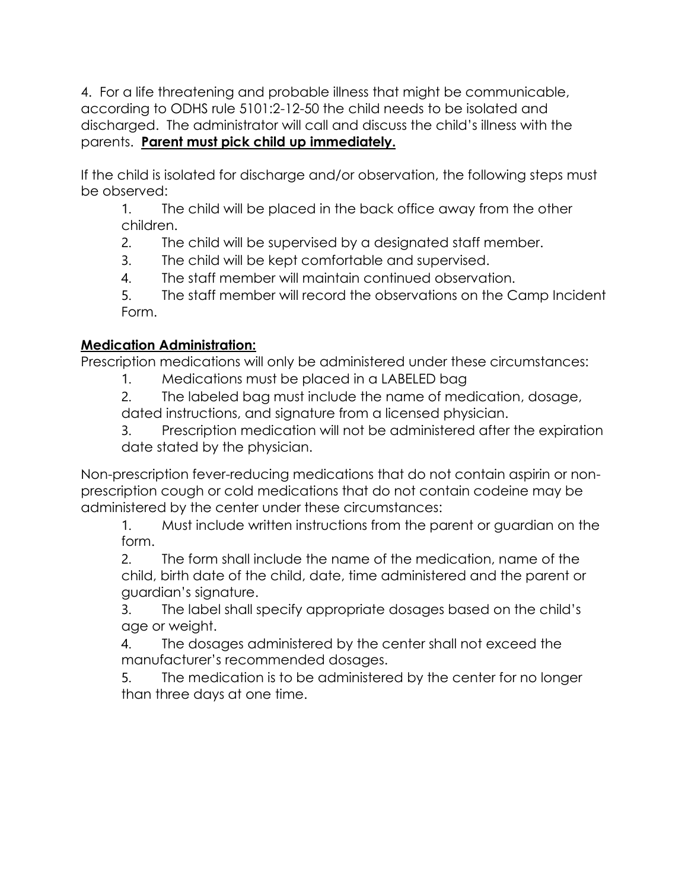4. For a life threatening and probable illness that might be communicable, according to ODHS rule 5101:2-12-50 the child needs to be isolated and discharged. The administrator will call and discuss the child's illness with the parents. **<u>Parent must pick child up immediately.</u>**

If the child is isolated for discharge and/or observation, the following steps must be observed:

1. The child will be placed in the back office away from the other children.
2. The child will be supervised by a designated staff member.
3. The child will be kept comfortable and supervised.
4. The staff member will maintain continued observation.
5. The staff member will record the observations on the Camp Incident Form.

**<u>Medication Administration:</u>**

Prescription medications will only be administered under these circumstances:

1. Medications must be placed in a LABELED bag
2. The labeled bag must include the name of medication, dosage, dated instructions, and signature from a licensed physician.
3. Prescription medication will not be administered after the expiration date stated by the physician.

Non-prescription fever-reducing medications that do not contain aspirin or non-prescription cough or cold medications that do not contain codeine may be administered by the center under these circumstances:

1. Must include written instructions from the parent or guardian on the form.
2. The form shall include the name of the medication, name of the child, birth date of the child, date, time administered and the parent or guardian's signature.
3. The label shall specify appropriate dosages based on the child's age or weight.
4. The dosages administered by the center shall not exceed the manufacturer's recommended dosages.
5. The medication is to be administered by the center for no longer than three days at one time.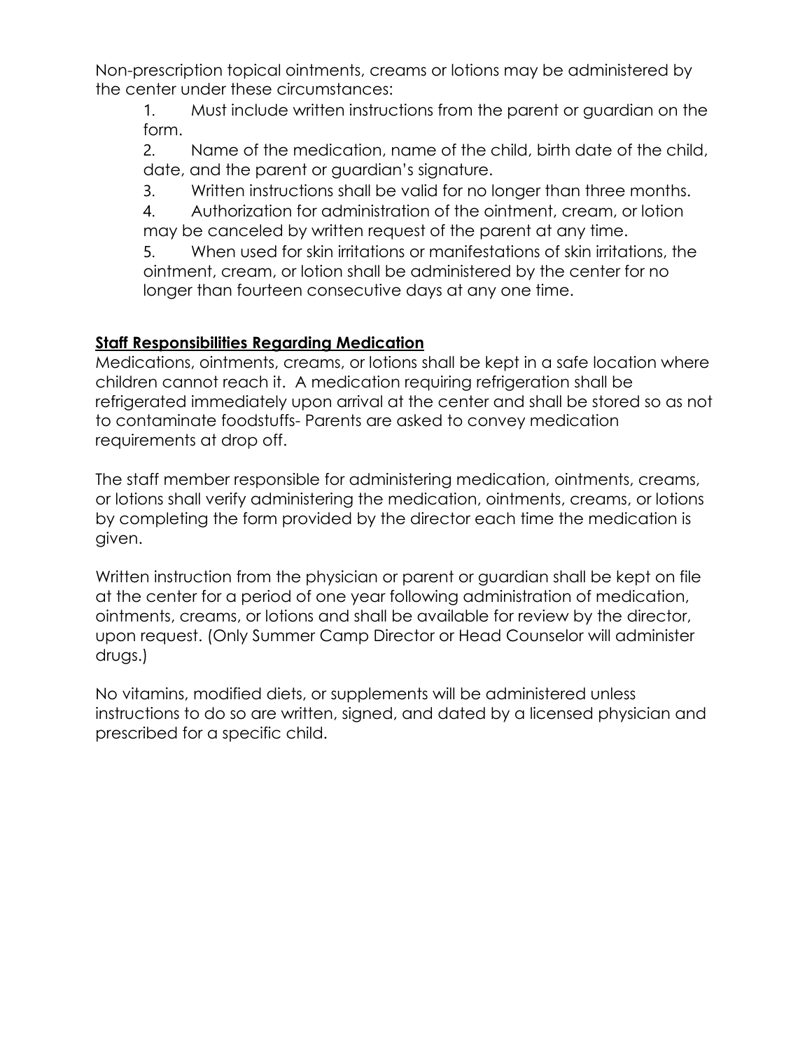Non-prescription topical ointments, creams or lotions may be administered by the center under these circumstances:

1. Must include written instructions from the parent or guardian on the form.
2. Name of the medication, name of the child, birth date of the child, date, and the parent or guardian's signature.
3. Written instructions shall be valid for no longer than three months.
4. Authorization for administration of the ointment, cream, or lotion may be canceled by written request of the parent at any time.
5. When used for skin irritations or manifestations of skin irritations, the ointment, cream, or lotion shall be administered by the center for no longer than fourteen consecutive days at any one time.

**Staff Responsibilities Regarding Medication**

Medications, ointments, creams, or lotions shall be kept in a safe location where children cannot reach it. A medication requiring refrigeration shall be refrigerated immediately upon arrival at the center and shall be stored so as not to contaminate foodstuffs- Parents are asked to convey medication requirements at drop off.

The staff member responsible for administering medication, ointments, creams, or lotions shall verify administering the medication, ointments, creams, or lotions by completing the form provided by the director each time the medication is given.

Written instruction from the physician or parent or guardian shall be kept on file at the center for a period of one year following administration of medication, ointments, creams, or lotions and shall be available for review by the director, upon request. (Only Summer Camp Director or Head Counselor will administer drugs.)

No vitamins, modified diets, or supplements will be administered unless instructions to do so are written, signed, and dated by a licensed physician and prescribed for a specific child.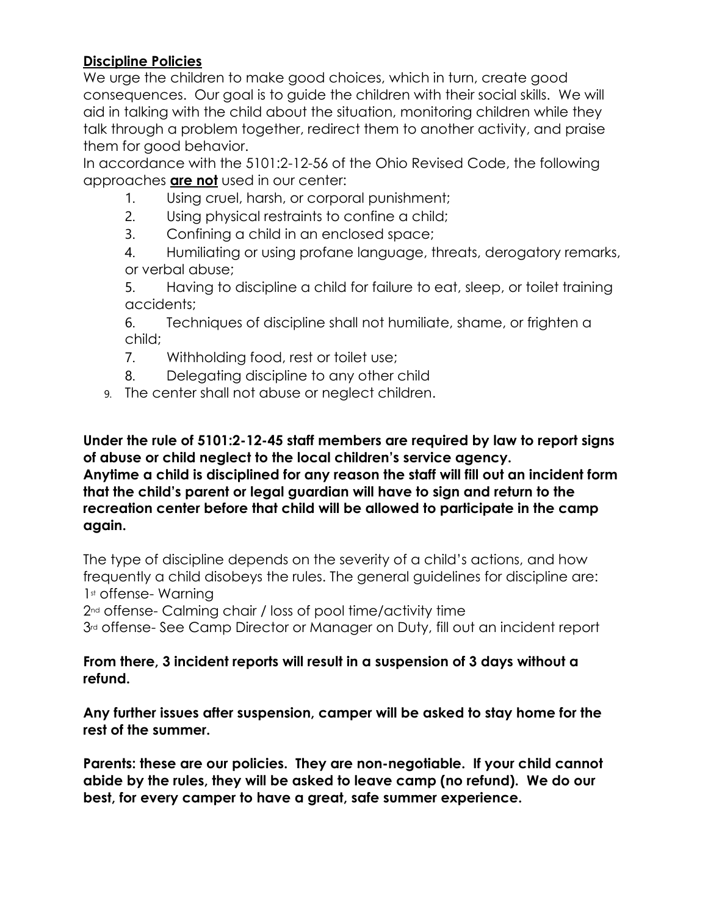**<u>Discipline Policies</u>**

We urge the children to make good choices, which in turn, create good consequences. Our goal is to guide the children with their social skills. We will aid in talking with the child about the situation, monitoring children while they talk through a problem together, redirect them to another activity, and praise them for good behavior.

In accordance with the 5101:2-12-56 of the Ohio Revised Code, the following approaches **<u>are not</u>** used in our center:

1. Using cruel, harsh, or corporal punishment;
2. Using physical restraints to confine a child;
3. Confining a child in an enclosed space;
4. Humiliating or using profane language, threats, derogatory remarks, or verbal abuse;
5. Having to discipline a child for failure to eat, sleep, or toilet training accidents;
6. Techniques of discipline shall not humiliate, shame, or frighten a child;
7. Withholding food, rest or toilet use;
8. Delegating discipline to any other child
9. The center shall not abuse or neglect children.

**Under the rule of 5101:2-12-45 staff members are required by law to report signs of abuse or child neglect to the local children's service agency.**
**Anytime a child is disciplined for any reason the staff will fill out an incident form that the child's parent or legal guardian will have to sign and return to the recreation center before that child will be allowed to participate in the camp again.**

The type of discipline depends on the severity of a child's actions, and how frequently a child disobeys the rules. The general guidelines for discipline are:
1st offense- Warning
2nd offense- Calming chair / loss of pool time/activity time
3rd offense- See Camp Director or Manager on Duty, fill out an incident report

**From there, 3 incident reports will result in a suspension of 3 days without a refund.**

**Any further issues after suspension, camper will be asked to stay home for the rest of the summer.**

**Parents: these are our policies. They are non-negotiable. If your child cannot abide by the rules, they will be asked to leave camp (no refund). We do our best, for every camper to have a great, safe summer experience.**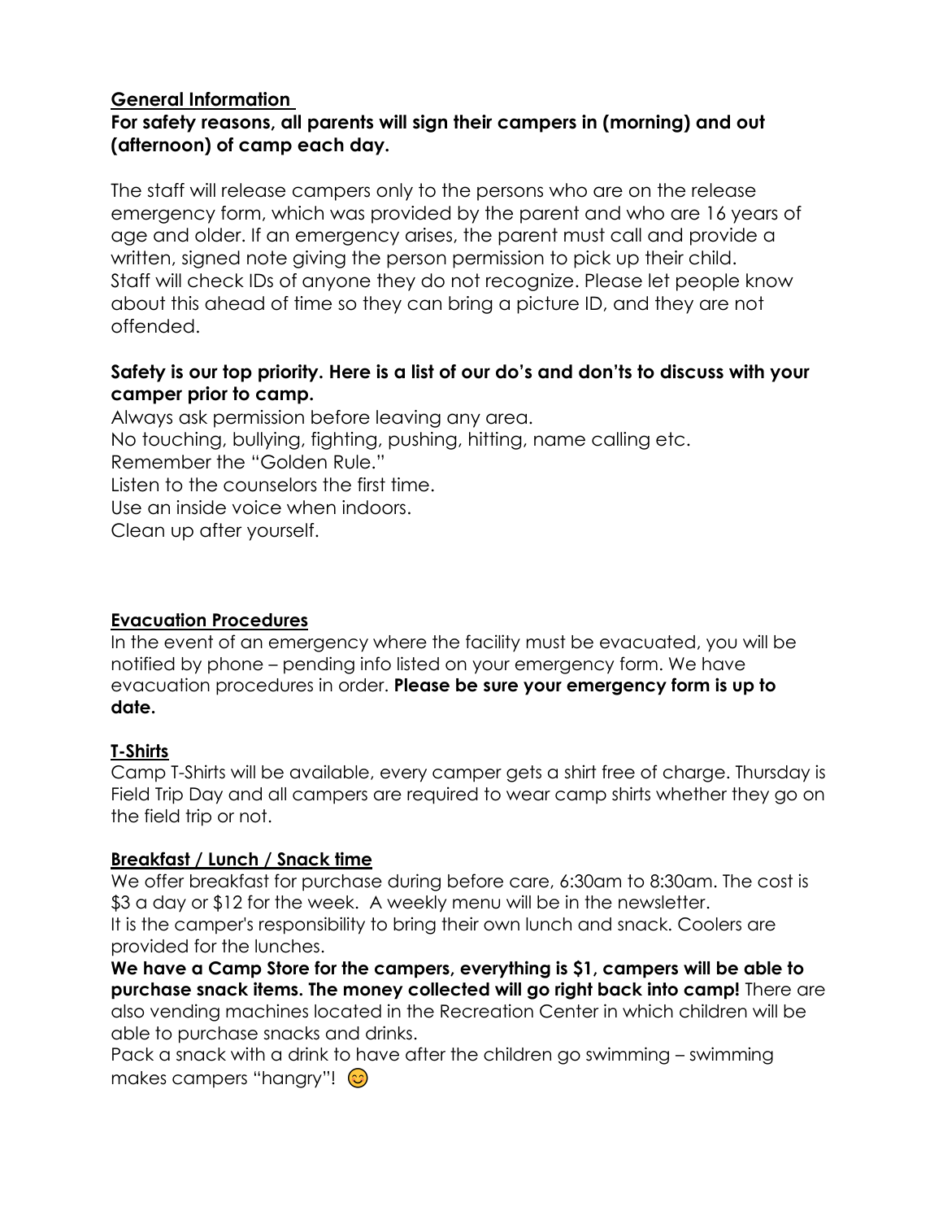## General Information

**For safety reasons, all parents will sign their campers in (morning) and out (afternoon) of camp each day.**

The staff will release campers only to the persons who are on the release emergency form, which was provided by the parent and who are 16 years of age and older. If an emergency arises, the parent must call and provide a written, signed note giving the person permission to pick up their child. Staff will check IDs of anyone they do not recognize. Please let people know about this ahead of time so they can bring a picture ID, and they are not offended.

**Safety is our top priority. Here is a list of our do's and don'ts to discuss with your camper prior to camp.**

Always ask permission before leaving any area.
No touching, bullying, fighting, pushing, hitting, name calling etc.
Remember the "Golden Rule."
Listen to the counselors the first time.
Use an inside voice when indoors.
Clean up after yourself.

## Evacuation Procedures

In the event of an emergency where the facility must be evacuated, you will be notified by phone – pending info listed on your emergency form. We have evacuation procedures in order. **Please be sure your emergency form is up to date.**

## T-Shirts

Camp T-Shirts will be available, every camper gets a shirt free of charge. Thursday is Field Trip Day and all campers are required to wear camp shirts whether they go on the field trip or not.

## Breakfast / Lunch / Snack time

We offer breakfast for purchase during before care, 6:30am to 8:30am. The cost is $3 a day or $12 for the week. A weekly menu will be in the newsletter.
It is the camper's responsibility to bring their own lunch and snack. Coolers are provided for the lunches.

**We have a Camp Store for the campers, everything is $1, campers will be able to purchase snack items. The money collected will go right back into camp!** There are also vending machines located in the Recreation Center in which children will be able to purchase snacks and drinks.

Pack a snack with a drink to have after the children go swimming – swimming makes campers "hangry"! 😊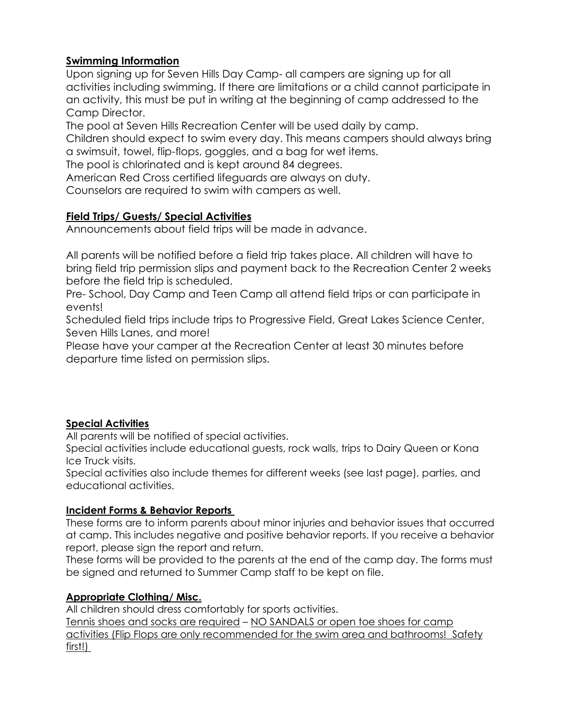## Swimming Information

Upon signing up for Seven Hills Day Camp- all campers are signing up for all activities including swimming. If there are limitations or a child cannot participate in an activity, this must be put in writing at the beginning of camp addressed to the Camp Director.

The pool at Seven Hills Recreation Center will be used daily by camp.

Children should expect to swim every day. This means campers should always bring a swimsuit, towel, flip-flops, goggles, and a bag for wet items.

The pool is chlorinated and is kept around 84 degrees.

American Red Cross certified lifeguards are always on duty.

Counselors are required to swim with campers as well.

## Field Trips/ Guests/ Special Activities

Announcements about field trips will be made in advance.

All parents will be notified before a field trip takes place. All children will have to bring field trip permission slips and payment back to the Recreation Center 2 weeks before the field trip is scheduled.

Pre- School, Day Camp and Teen Camp all attend field trips or can participate in events!

Scheduled field trips include trips to Progressive Field, Great Lakes Science Center, Seven Hills Lanes, and more!

Please have your camper at the Recreation Center at least 30 minutes before departure time listed on permission slips.

## Special Activities

All parents will be notified of special activities.

Special activities include educational guests, rock walls, trips to Dairy Queen or Kona Ice Truck visits.

Special activities also include themes for different weeks (see last page), parties, and educational activities.

## Incident Forms & Behavior Reports

These forms are to inform parents about minor injuries and behavior issues that occurred at camp. This includes negative and positive behavior reports. If you receive a behavior report, please sign the report and return.

These forms will be provided to the parents at the end of the camp day. The forms must be signed and returned to Summer Camp staff to be kept on file.

## Appropriate Clothing/ Misc.

All children should dress comfortably for sports activities.

Tennis shoes and socks are required – NO SANDALS or open toe shoes for camp activities (Flip Flops are only recommended for the swim area and bathrooms! Safety first!)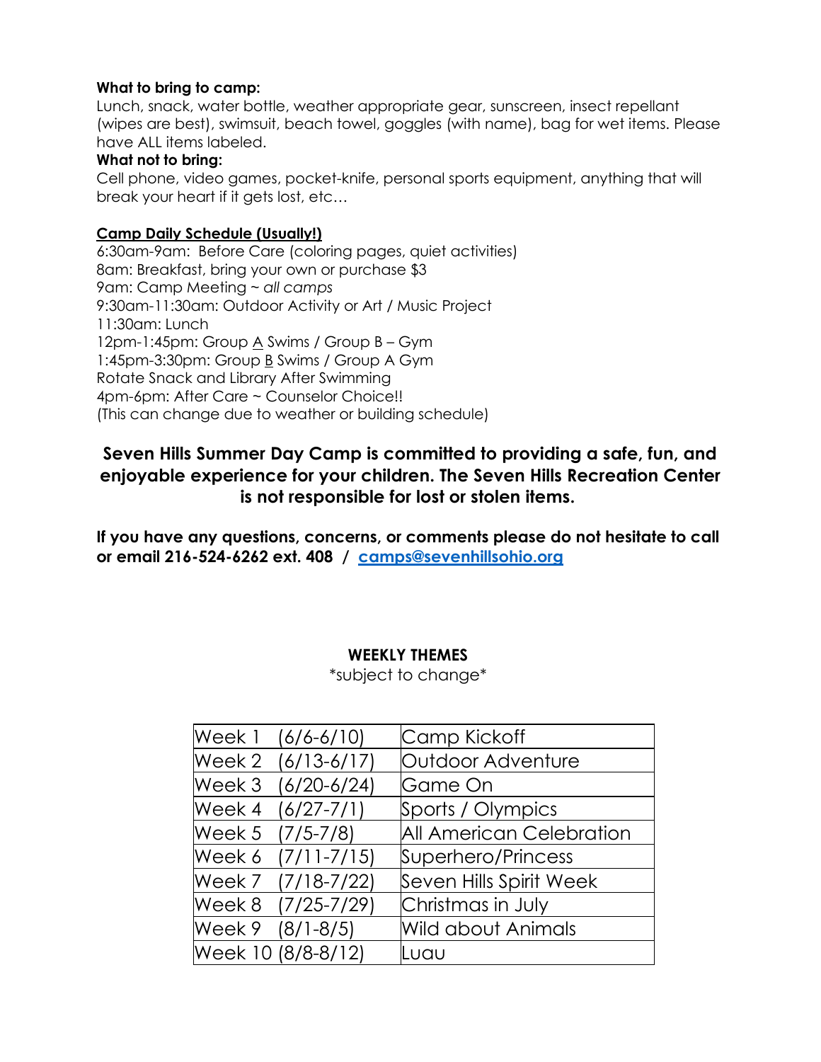**What to bring to camp:**

Lunch, snack, water bottle, weather appropriate gear, sunscreen, insect repellant (wipes are best), swimsuit, beach towel, goggles (with name), bag for wet items. Please have ALL items labeled.

**What not to bring:**

Cell phone, video games, pocket-knife, personal sports equipment, anything that will break your heart if it gets lost, etc…

**Camp Daily Schedule (Usually!)**

6:30am-9am: Before Care (coloring pages, quiet activities)
8am: Breakfast, bring your own or purchase $3
9am: Camp Meeting ~ *all camps*
9:30am-11:30am: Outdoor Activity or Art / Music Project
11:30am: Lunch
12pm-1:45pm: Group A Swims / Group B – Gym
1:45pm-3:30pm: Group B Swims / Group A Gym
Rotate Snack and Library After Swimming
4pm-6pm: After Care ~ Counselor Choice!!
(This can change due to weather or building schedule)

**Seven Hills Summer Day Camp is committed to providing a safe, fun, and enjoyable experience for your children. The Seven Hills Recreation Center is not responsible for lost or stolen items.**

**If you have any questions, concerns, or comments please do not hesitate to call or email 216-524-6262 ext. 408 / [camps@sevenhillsohio.org](mailto:camps@sevenhillsohio.org)**

**WEEKLY THEMES**

\*subject to change\*

| Week | Theme |
|---|---|
| Week 1 (6/6-6/10) | Camp Kickoff |
| Week 2 (6/13-6/17) | Outdoor Adventure |
| Week 3 (6/20-6/24) | Game On |
| Week 4 (6/27-7/1) | Sports / Olympics |
| Week 5 (7/5-7/8) | All American Celebration |
| Week 6 (7/11-7/15) | Superhero/Princess |
| Week 7 (7/18-7/22) | Seven Hills Spirit Week |
| Week 8 (7/25-7/29) | Christmas in July |
| Week 9 (8/1-8/5) | Wild about Animals |
| Week 10 (8/8-8/12) | Luau |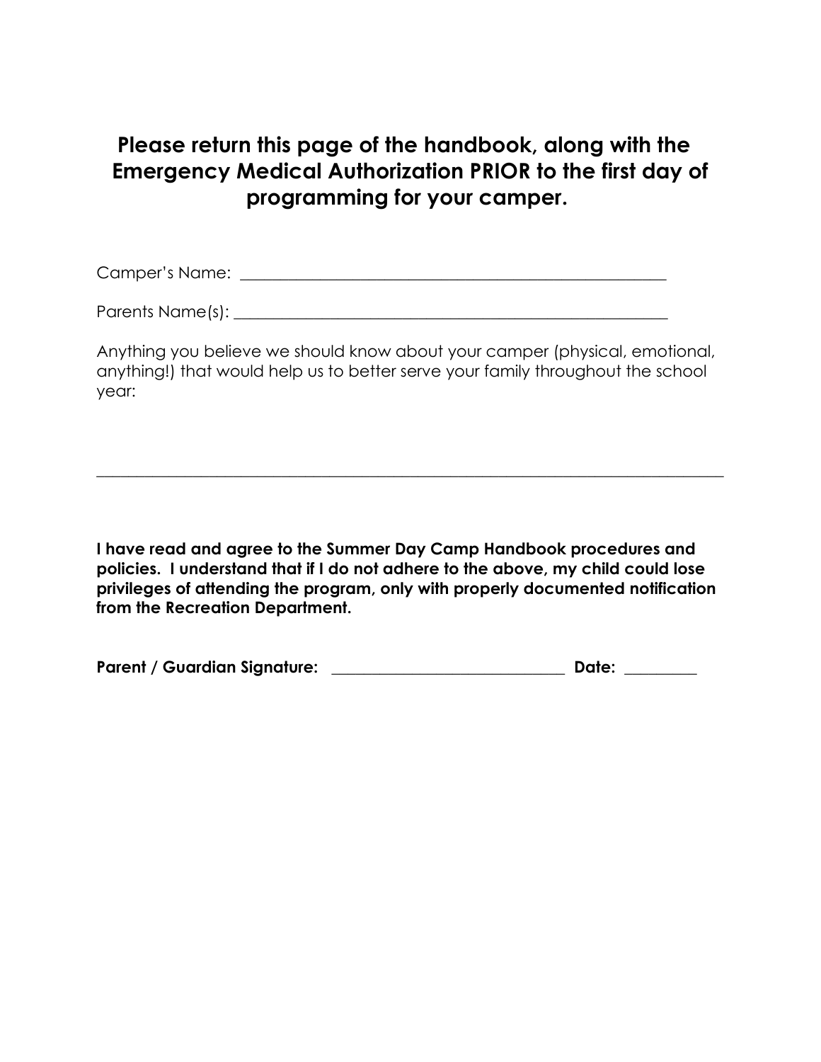## Please return this page of the handbook, along with the Emergency Medical Authorization PRIOR to the first day of programming for your camper.

Camper's Name: ________________________________________________________

Parents Name(s): ______________________________________________________

Anything you believe we should know about your camper (physical, emotional, anything!) that would help us to better serve your family throughout the school year:

______________________________________________________________________________

**I have read and agree to the Summer Day Camp Handbook procedures and policies. I understand that if I do not adhere to the above, my child could lose privileges of attending the program, only with properly documented notification from the Recreation Department.**

**Parent / Guardian Signature:** ____________________________ **Date:** _________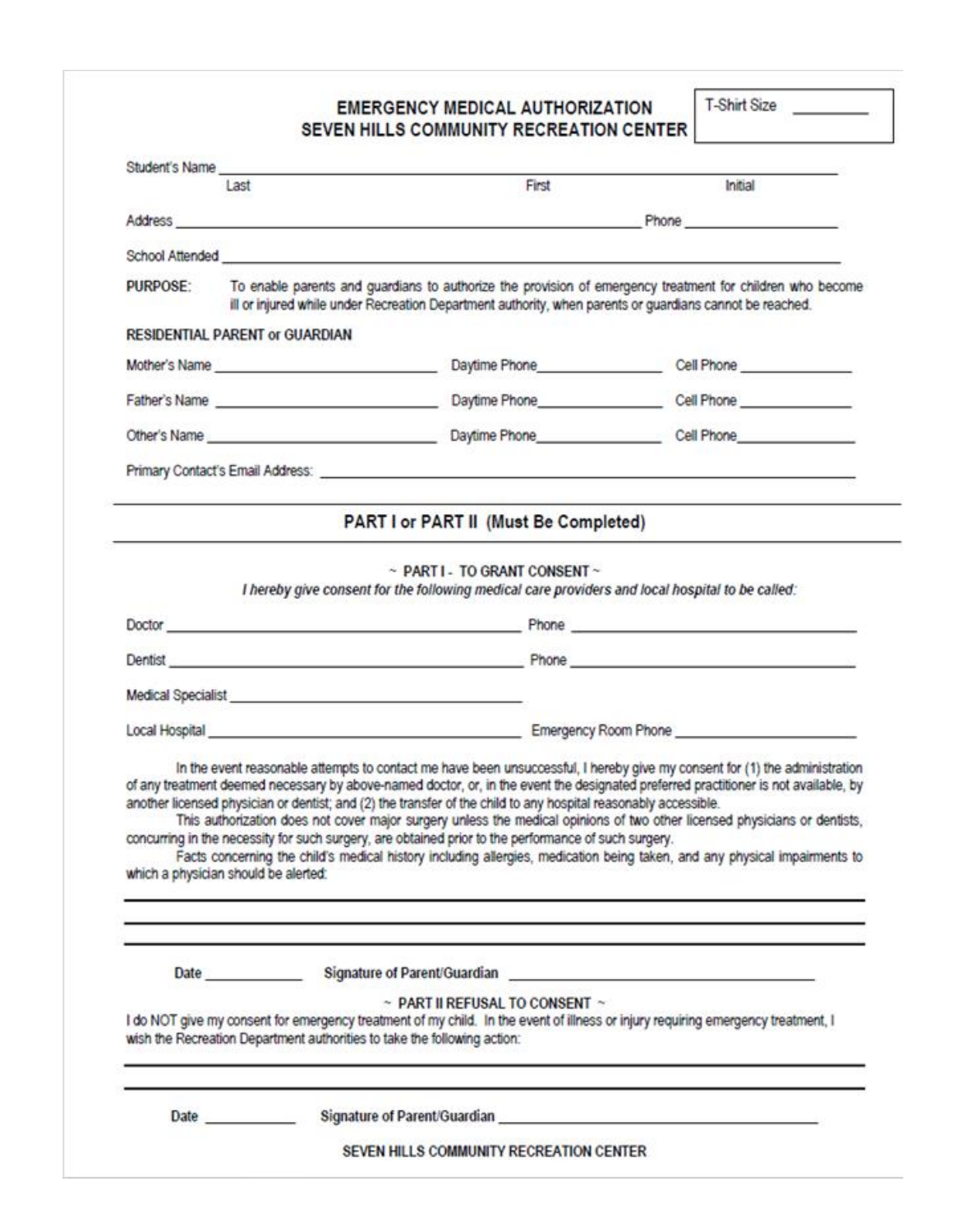# EMERGENCY MEDICAL AUTHORIZATION
# SEVEN HILLS COMMUNITY RECREATION CENTER

T-Shirt Size __________

Student's Name ______________________________________________________________
Last                                        First                                        Initial

Address ____________________________________________ Phone ____________________

School Attended ______________________________________________________________

**PURPOSE:** To enable parents and guardians to authorize the provision of emergency treatment for children who become ill or injured while under Recreation Department authority, when parents or guardians cannot be reached.

**RESIDENTIAL PARENT or GUARDIAN**

Mother's Name ______________________ Daytime Phone ______________ Cell Phone ______________

Father's Name ______________________ Daytime Phone ______________ Cell Phone ______________

Other's Name ______________________ Daytime Phone ______________ Cell Phone ______________

Primary Contact's Email Address: ______________________________________________

## PART I or PART II (Must Be Completed)

### ~ PART I - TO GRANT CONSENT ~

*I hereby give consent for the following medical care providers and local hospital to be called:*

Doctor ______________________________________ Phone ______________________________

Dentist ______________________________________ Phone ______________________________

Medical Specialist ______________________________

Local Hospital ______________________________ Emergency Room Phone ______________________

In the event reasonable attempts to contact me have been unsuccessful, I hereby give my consent for (1) the administration of any treatment deemed necessary by above-named doctor, or, in the event the designated preferred practitioner is not available, by another licensed physician or dentist; and (2) the transfer of the child to any hospital reasonably accessible.

This authorization does not cover major surgery unless the medical opinions of two other licensed physicians or dentists, concurring in the necessity for such surgery, are obtained prior to the performance of such surgery.

Facts concerning the child's medical history including allergies, medication being taken, and any physical impairments to which a physician should be alerted:

______________________________________________________________________________

______________________________________________________________________________

______________________________________________________________________________

**Date** ____________ **Signature of Parent/Guardian** ______________________________

### ~ PART II REFUSAL TO CONSENT ~

I do NOT give my consent for emergency treatment of my child. In the event of illness or injury requiring emergency treatment, I wish the Recreation Department authorities to take the following action:

______________________________________________________________________________

______________________________________________________________________________

**Date** ____________ **Signature of Parent/Guardian** ______________________________

**SEVEN HILLS COMMUNITY RECREATION CENTER**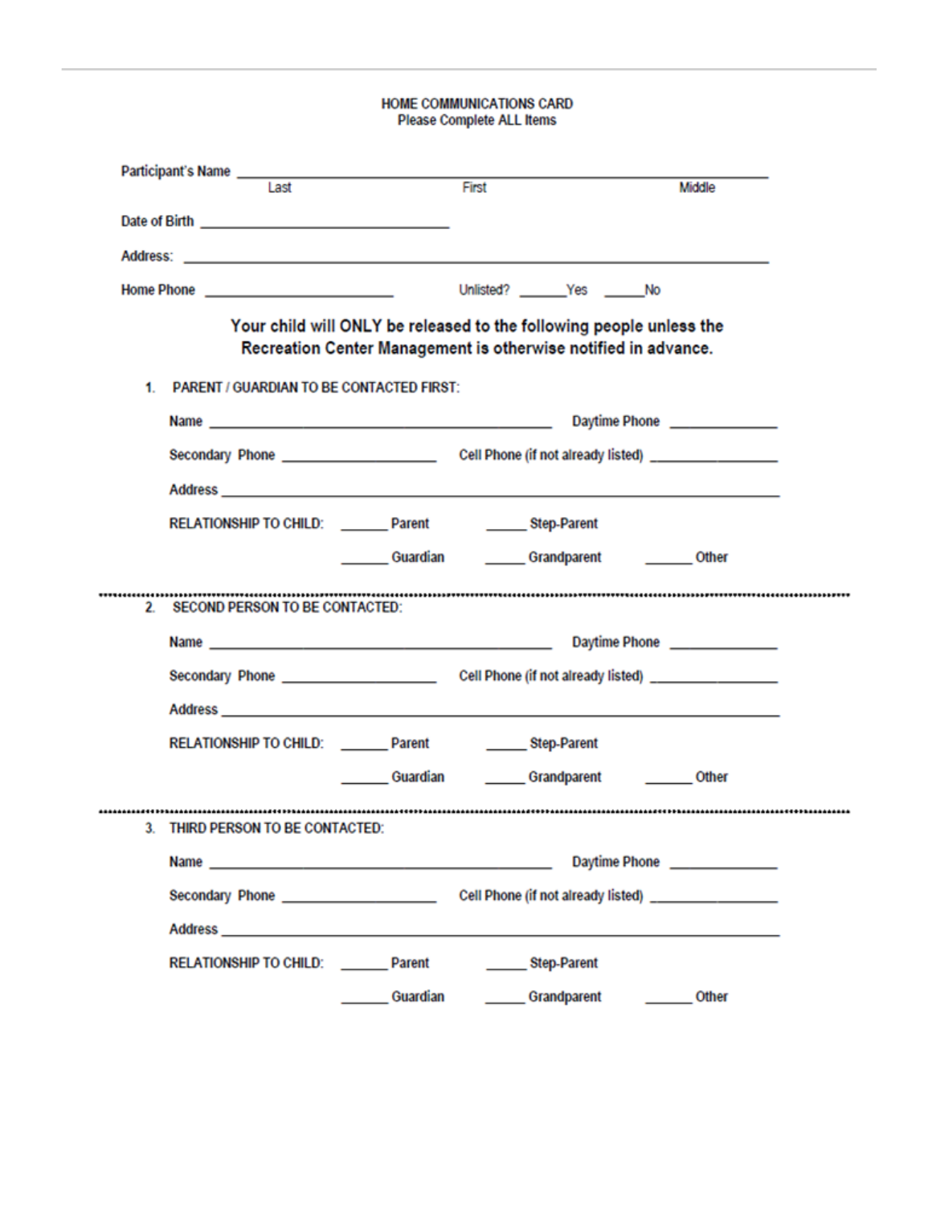# HOME COMMUNICATIONS CARD

Please Complete ALL Items

Participant's Name ______________________________________________
Last First Middle

Date of Birth ______________________

Address: ______________________________________________

Home Phone ____________________ Unlisted? _____Yes _____No

**Your child will ONLY be released to the following people unless the Recreation Center Management is otherwise notified in advance.**

1. PARENT / GUARDIAN TO BE CONTACTED FIRST:

Name ______________________________ Daytime Phone ____________

Secondary Phone ______________ Cell Phone (if not already listed) ____________

Address ______________________________________________

RELATIONSHIP TO CHILD: _____ Parent _____ Step-Parent

_____ Guardian _____ Grandparent _____ Other

2. SECOND PERSON TO BE CONTACTED:

Name ______________________________ Daytime Phone ____________

Secondary Phone ______________ Cell Phone (if not already listed) ____________

Address ______________________________________________

RELATIONSHIP TO CHILD: _____ Parent _____ Step-Parent

_____ Guardian _____ Grandparent _____ Other

3. THIRD PERSON TO BE CONTACTED:

Name ______________________________ Daytime Phone ____________

Secondary Phone ______________ Cell Phone (if not already listed) ____________

Address ______________________________________________

RELATIONSHIP TO CHILD: _____ Parent _____ Step-Parent

_____ Guardian _____ Grandparent _____ Other